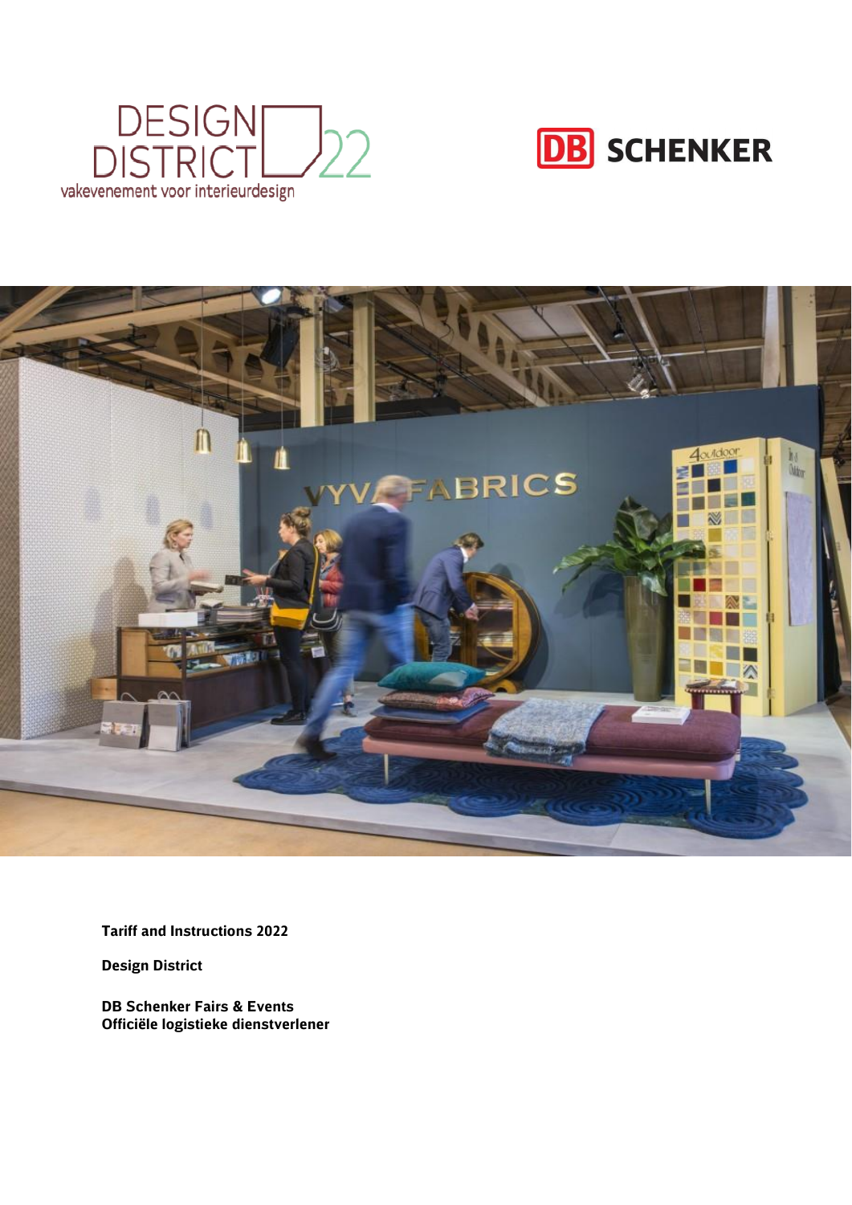DESIGN DISTRICT 22

vakevenement voor interieurdesign

DB SCHENKER

**Tariff and Instructions 2022**

**Design District**

**DB Schenker Fairs & Events**
**Officiële logistieke dienstverlener**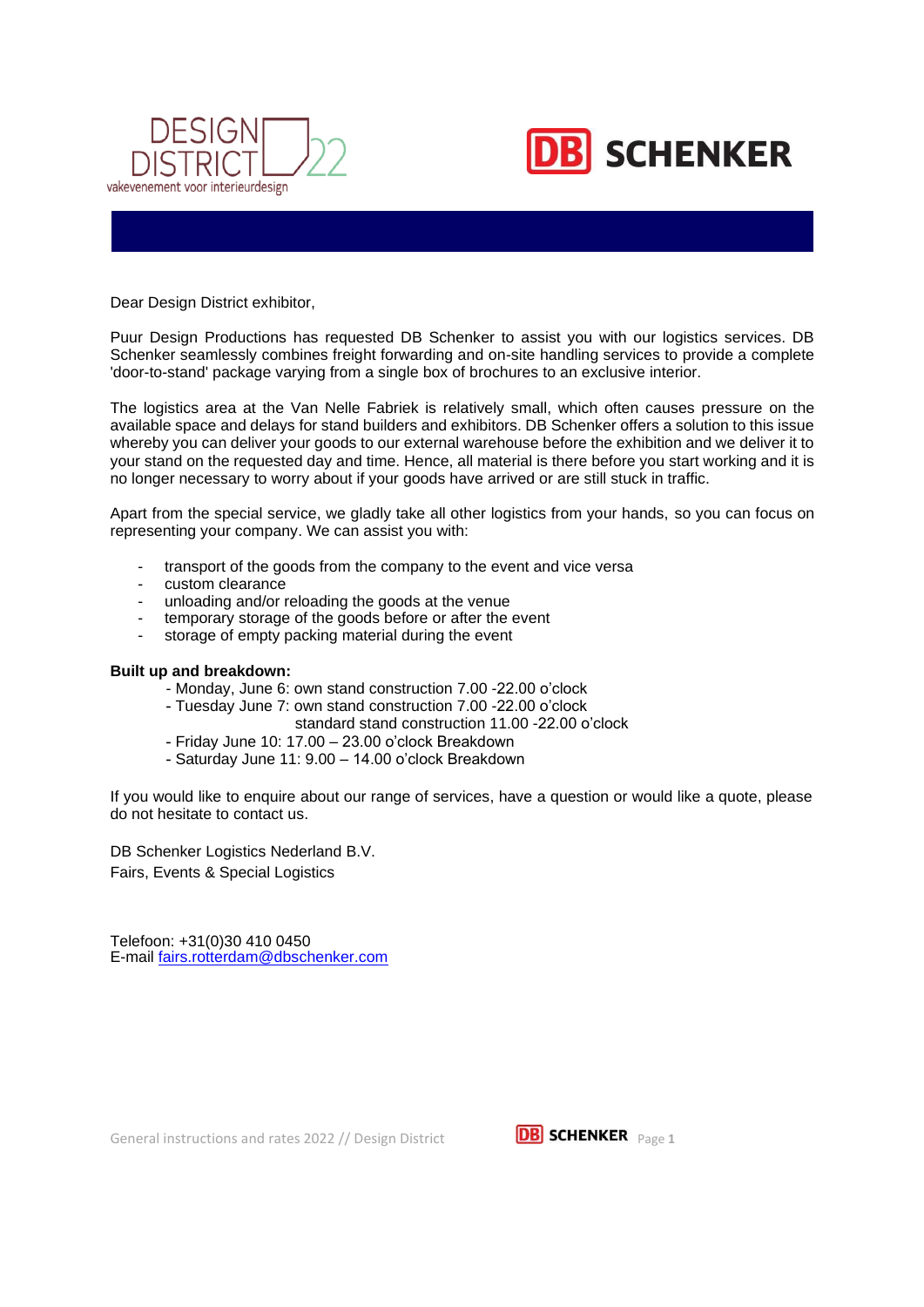Dear Design District exhibitor,

Puur Design Productions has requested DB Schenker to assist you with our logistics services. DB Schenker seamlessly combines freight forwarding and on-site handling services to provide a complete 'door-to-stand' package varying from a single box of brochures to an exclusive interior.

The logistics area at the Van Nelle Fabriek is relatively small, which often causes pressure on the available space and delays for stand builders and exhibitors. DB Schenker offers a solution to this issue whereby you can deliver your goods to our external warehouse before the exhibition and we deliver it to your stand on the requested day and time. Hence, all material is there before you start working and it is no longer necessary to worry about if your goods have arrived or are still stuck in traffic.

Apart from the special service, we gladly take all other logistics from your hands, so you can focus on representing your company. We can assist you with:

- transport of the goods from the company to the event and vice versa
- custom clearance
- unloading and/or reloading the goods at the venue
- temporary storage of the goods before or after the event
- storage of empty packing material during the event

**Built up and breakdown:**

- Monday, June 6: own stand construction 7.00 -22.00 o'clock
- Tuesday June 7: own stand construction 7.00 -22.00 o'clock
  standard stand construction 11.00 -22.00 o'clock
- Friday June 10: 17.00 – 23.00 o'clock Breakdown
- Saturday June 11: 9.00 – 14.00 o'clock Breakdown

If you would like to enquire about our range of services, have a question or would like a quote, please do not hesitate to contact us.

DB Schenker Logistics Nederland B.V.
Fairs, Events & Special Logistics

Telefoon: +31(0)30 410 0450
E-mail fairs.rotterdam@dbschenker.com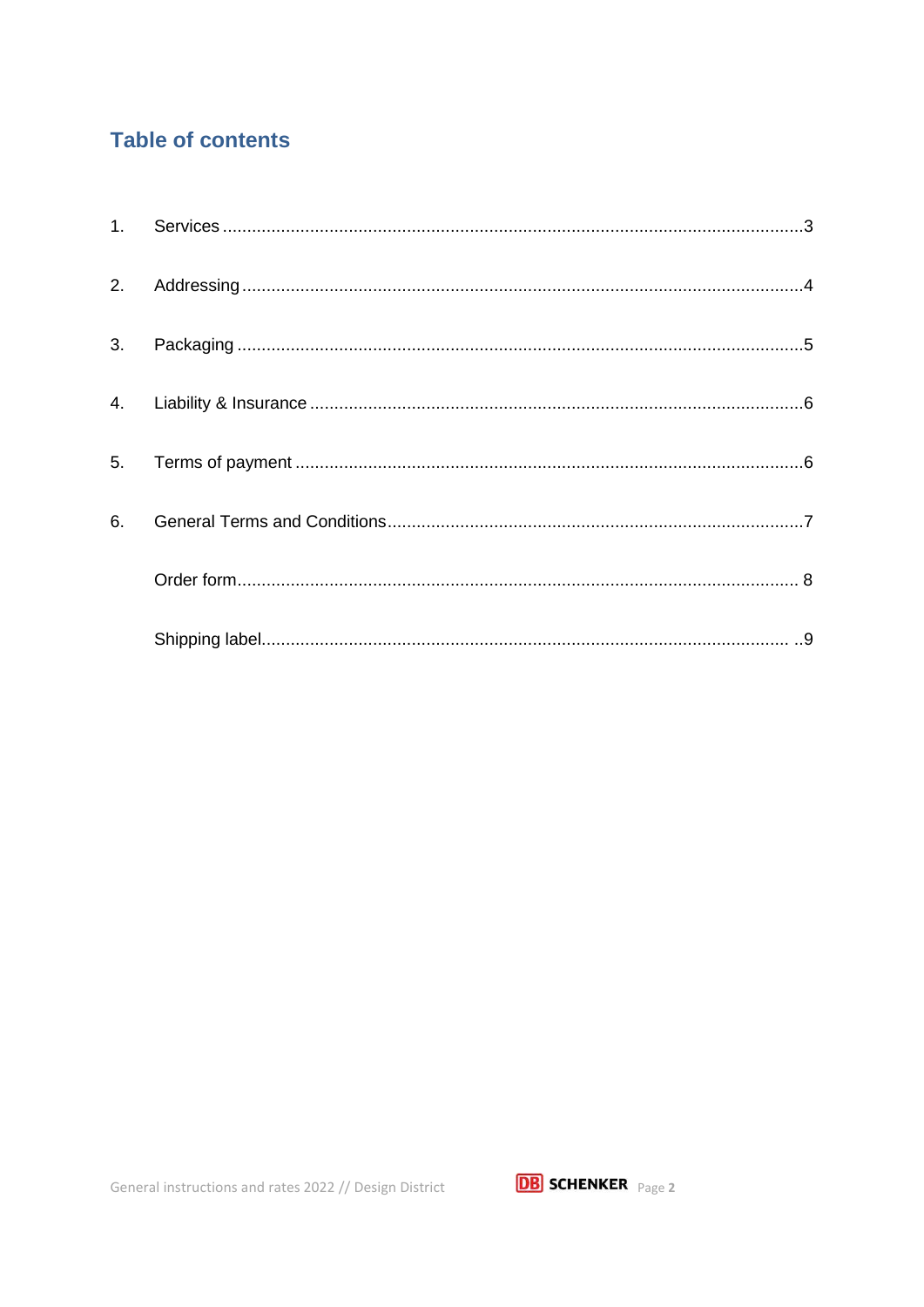## Table of contents

1. Services ....................................................................................................................3
2. Addressing ................................................................................................................4
3. Packaging ..................................................................................................................5
4. Liability & Insurance ..................................................................................................6
5. Terms of payment ......................................................................................................6
6. General Terms and Conditions ..................................................................................7

Order form ...................................................................................................................8

Shipping label ..............................................................................................................9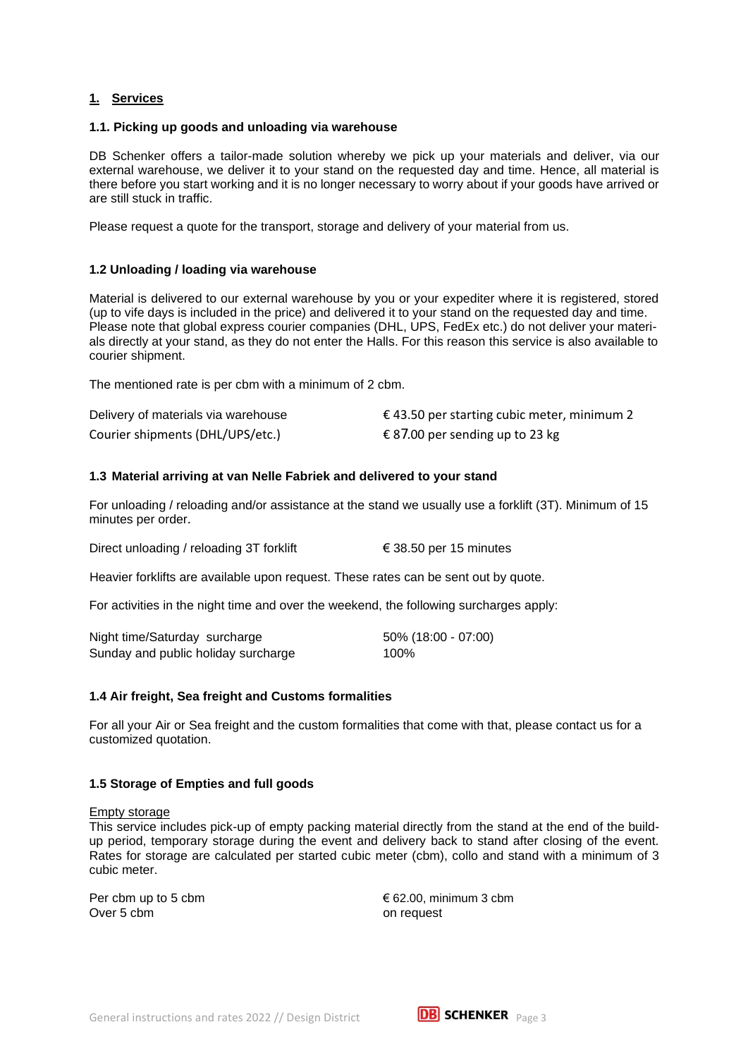## 1. Services

### 1.1. Picking up goods and unloading via warehouse

DB Schenker offers a tailor-made solution whereby we pick up your materials and deliver, via our external warehouse, we deliver it to your stand on the requested day and time. Hence, all material is there before you start working and it is no longer necessary to worry about if your goods have arrived or are still stuck in traffic.

Please request a quote for the transport, storage and delivery of your material from us.

### 1.2 Unloading / loading via warehouse

Material is delivered to our external warehouse by you or your expediter where it is registered, stored (up to vife days is included in the price) and delivered it to your stand on the requested day and time. Please note that global express courier companies (DHL, UPS, FedEx etc.) do not deliver your materials directly at your stand, as they do not enter the Halls. For this reason this service is also available to courier shipment.

The mentioned rate is per cbm with a minimum of 2 cbm.

| | |
|---|---|
| Delivery of materials via warehouse | € 43.50 per starting cubic meter, minimum 2 |
| Courier shipments (DHL/UPS/etc.) | € 87.00 per sending up to 23 kg |

### 1.3 Material arriving at van Nelle Fabriek and delivered to your stand

For unloading / reloading and/or assistance at the stand we usually use a forklift (3T). Minimum of 15 minutes per order.

| | |
|---|---|
| Direct unloading / reloading 3T forklift | € 38.50 per 15 minutes |

Heavier forklifts are available upon request. These rates can be sent out by quote.

For activities in the night time and over the weekend, the following surcharges apply:

| | |
|---|---|
| Night time/Saturday surcharge | 50% (18:00 - 07:00) |
| Sunday and public holiday surcharge | 100% |

### 1.4 Air freight, Sea freight and Customs formalities

For all your Air or Sea freight and the custom formalities that come with that, please contact us for a customized quotation.

### 1.5 Storage of Empties and full goods

Empty storage

This service includes pick-up of empty packing material directly from the stand at the end of the build-up period, temporary storage during the event and delivery back to stand after closing of the event. Rates for storage are calculated per started cubic meter (cbm), collo and stand with a minimum of 3 cubic meter.

| | |
|---|---|
| Per cbm up to 5 cbm | € 62.00, minimum 3 cbm |
| Over 5 cbm | on request |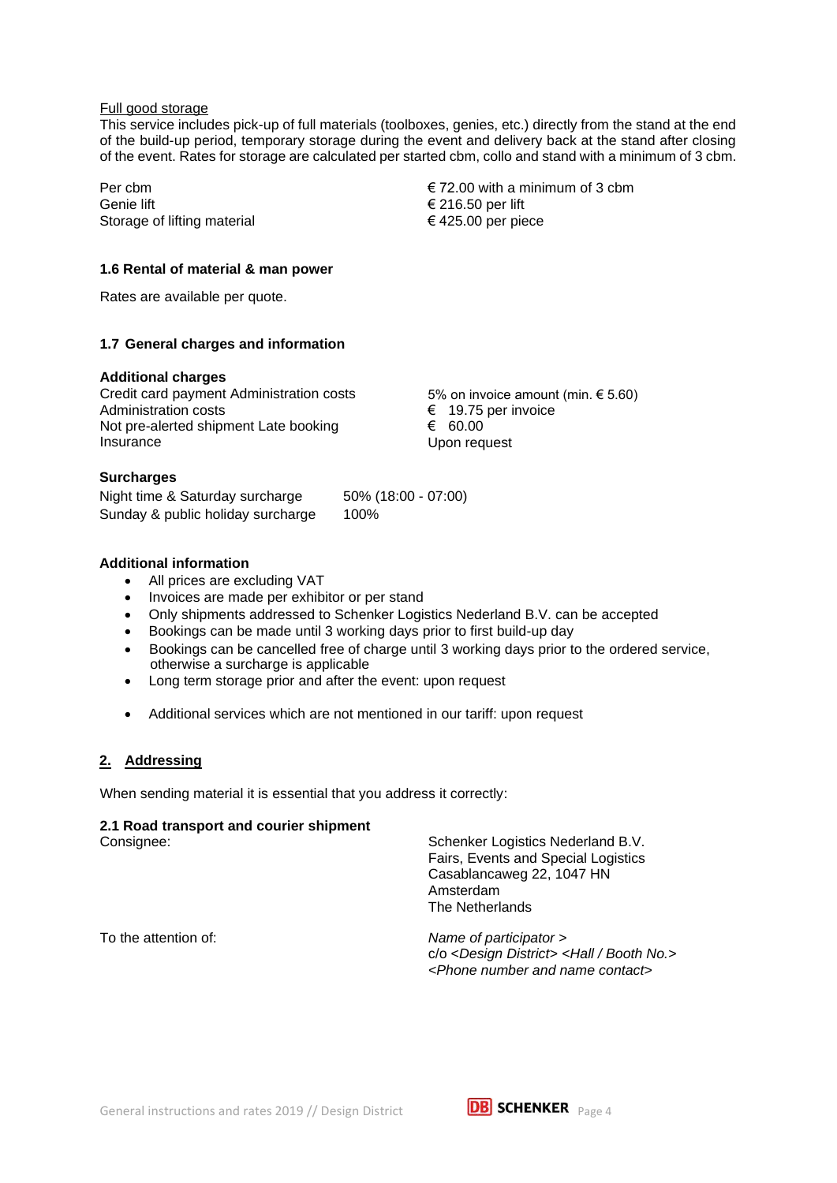Full good storage

This service includes pick-up of full materials (toolboxes, genies, etc.) directly from the stand at the end of the build-up period, temporary storage during the event and delivery back at the stand after closing of the event. Rates for storage are calculated per started cbm, collo and stand with a minimum of 3 cbm.

| | |
|---|---|
| Per cbm | € 72.00 with a minimum of 3 cbm |
| Genie lift | € 216.50 per lift |
| Storage of lifting material | € 425.00 per piece |

### 1.6 Rental of material & man power

Rates are available per quote.

### 1.7 General charges and information

**Additional charges**

| | |
|---|---|
| Credit card payment Administration costs | 5% on invoice amount (min. € 5.60) |
| Administration costs | € 19.75 per invoice |
| Not pre-alerted shipment Late booking | € 60.00 |
| Insurance | Upon request |

**Surcharges**

| | |
|---|---|
| Night time & Saturday surcharge | 50% (18:00 - 07:00) |
| Sunday & public holiday surcharge | 100% |

**Additional information**

- All prices are excluding VAT
- Invoices are made per exhibitor or per stand
- Only shipments addressed to Schenker Logistics Nederland B.V. can be accepted
- Bookings can be made until 3 working days prior to first build-up day
- Bookings can be cancelled free of charge until 3 working days prior to the ordered service, otherwise a surcharge is applicable
- Long term storage prior and after the event: upon request
- Additional services which are not mentioned in our tariff: upon request

## 2. Addressing

When sending material it is essential that you address it correctly:

### 2.1 Road transport and courier shipment

Consignee:

Schenker Logistics Nederland B.V.
Fairs, Events and Special Logistics
Casablancaweg 22, 1047 HN
Amsterdam
The Netherlands

To the attention of:

*Name of participator >*
c/o *<Design District> <Hall / Booth No.>*
*<Phone number and name contact>*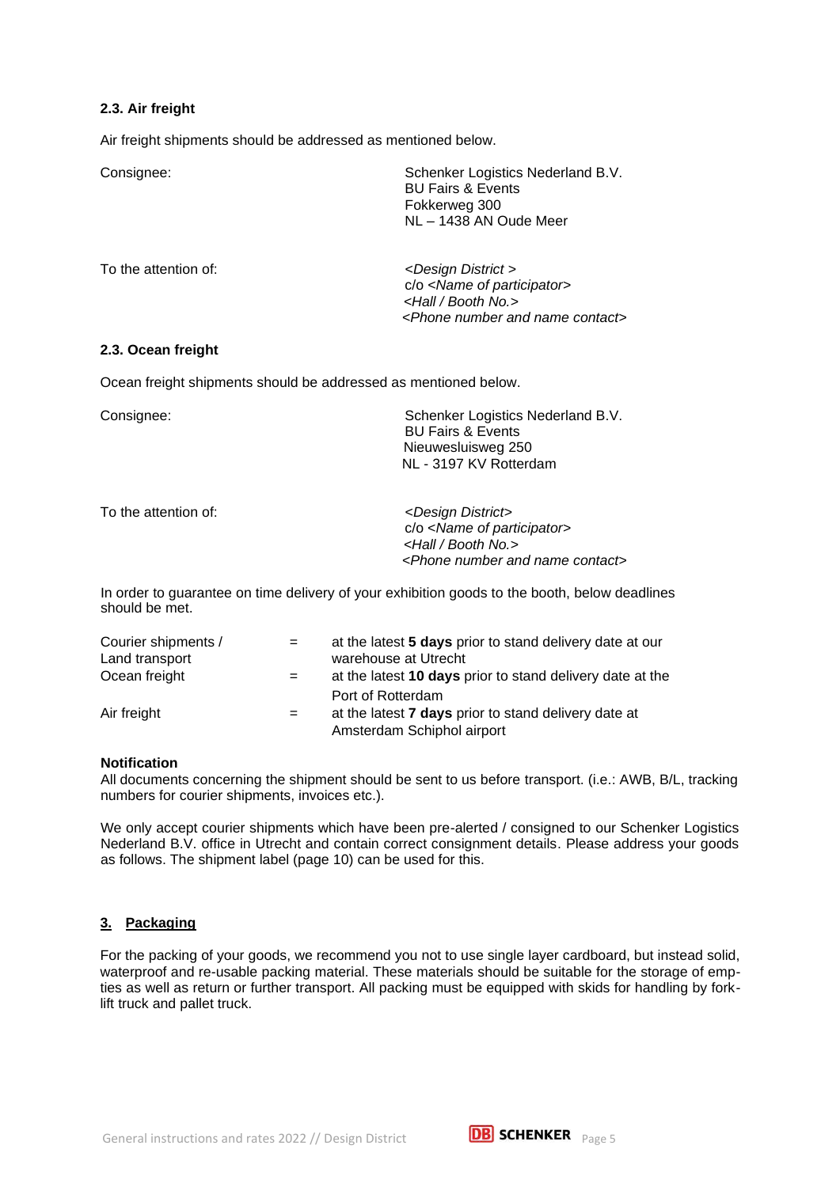### 2.3. Air freight

Air freight shipments should be addressed as mentioned below.

| | |
|---|---|
| Consignee: | Schenker Logistics Nederland B.V.<br>BU Fairs & Events<br>Fokkerweg 300<br>NL – 1438 AN Oude Meer |
| To the attention of: | *<Design District >*<br>c/o *<Name of participator>*<br>*<Hall / Booth No.>*<br>*<Phone number and name contact>* |

### 2.3. Ocean freight

Ocean freight shipments should be addressed as mentioned below.

| | |
|---|---|
| Consignee: | Schenker Logistics Nederland B.V.<br>BU Fairs & Events<br>Nieuwesluisweg 250<br>NL - 3197 KV Rotterdam |
| To the attention of: | *<Design District>*<br>c/o *<Name of participator>*<br>*<Hall / Booth No.>*<br>*<Phone number and name contact>* |

In order to guarantee on time delivery of your exhibition goods to the booth, below deadlines should be met.

| | | |
|---|---|---|
| Courier shipments / Land transport | = | at the latest **5 days** prior to stand delivery date at our warehouse at Utrecht |
| Ocean freight | = | at the latest **10 days** prior to stand delivery date at the Port of Rotterdam |
| Air freight | = | at the latest **7 days** prior to stand delivery date at Amsterdam Schiphol airport |

**Notification**

All documents concerning the shipment should be sent to us before transport. (i.e.: AWB, B/L, tracking numbers for courier shipments, invoices etc.).

We only accept courier shipments which have been pre-alerted / consigned to our Schenker Logistics Nederland B.V. office in Utrecht and contain correct consignment details. Please address your goods as follows. The shipment label (page 10) can be used for this.

## 3. Packaging

For the packing of your goods, we recommend you not to use single layer cardboard, but instead solid, waterproof and re-usable packing material. These materials should be suitable for the storage of empties as well as return or further transport. All packing must be equipped with skids for handling by fork-lift truck and pallet truck.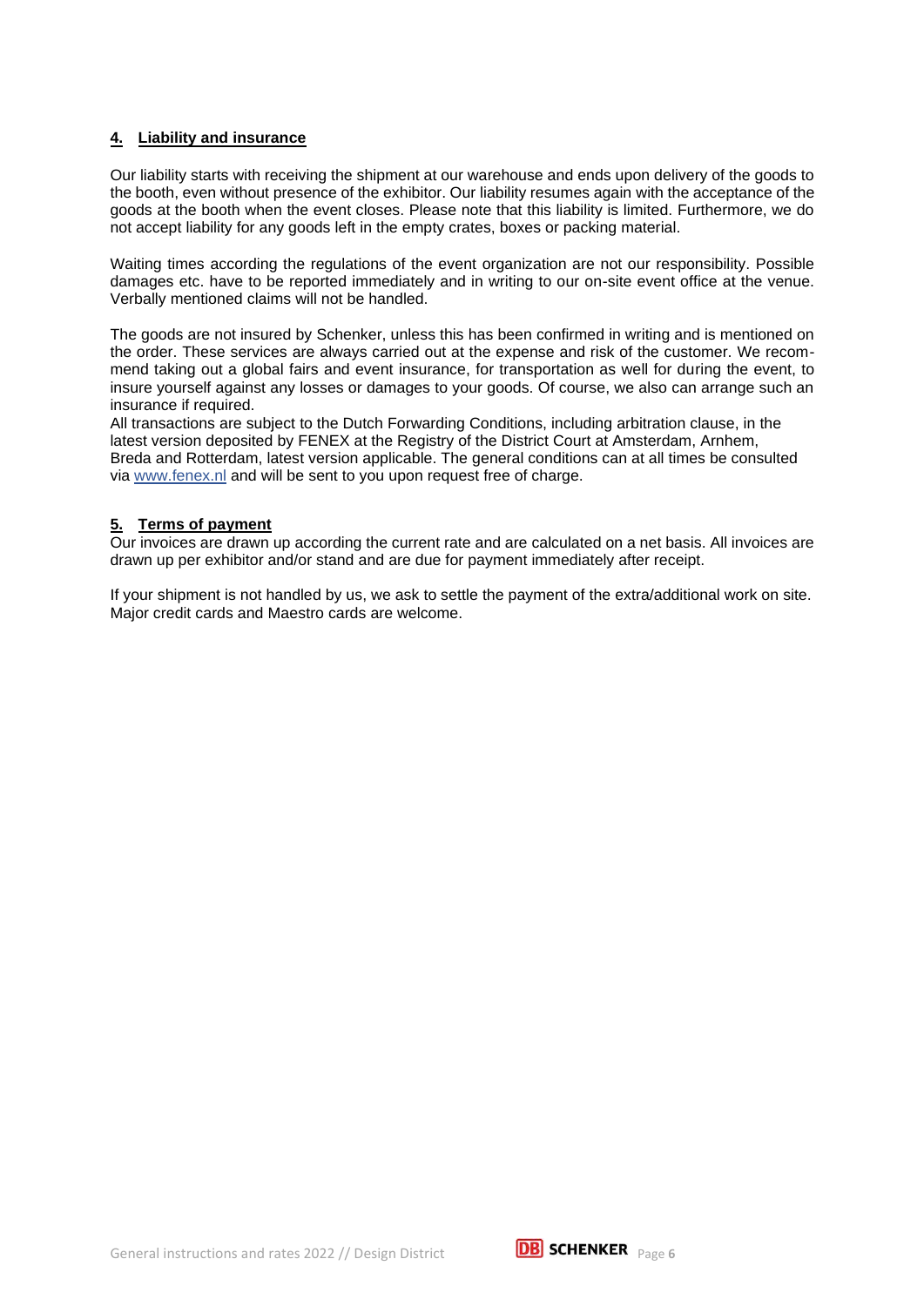## 4. Liability and insurance

Our liability starts with receiving the shipment at our warehouse and ends upon delivery of the goods to the booth, even without presence of the exhibitor. Our liability resumes again with the acceptance of the goods at the booth when the event closes. Please note that this liability is limited. Furthermore, we do not accept liability for any goods left in the empty crates, boxes or packing material.

Waiting times according the regulations of the event organization are not our responsibility. Possible damages etc. have to be reported immediately and in writing to our on-site event office at the venue. Verbally mentioned claims will not be handled.

The goods are not insured by Schenker, unless this has been confirmed in writing and is mentioned on the order. These services are always carried out at the expense and risk of the customer. We recommend taking out a global fairs and event insurance, for transportation as well for during the event, to insure yourself against any losses or damages to your goods. Of course, we also can arrange such an insurance if required.
All transactions are subject to the Dutch Forwarding Conditions, including arbitration clause, in the latest version deposited by FENEX at the Registry of the District Court at Amsterdam, Arnhem, Breda and Rotterdam, latest version applicable. The general conditions can at all times be consulted via www.fenex.nl and will be sent to you upon request free of charge.

## 5. Terms of payment

Our invoices are drawn up according the current rate and are calculated on a net basis. All invoices are drawn up per exhibitor and/or stand and are due for payment immediately after receipt.

If your shipment is not handled by us, we ask to settle the payment of the extra/additional work on site. Major credit cards and Maestro cards are welcome.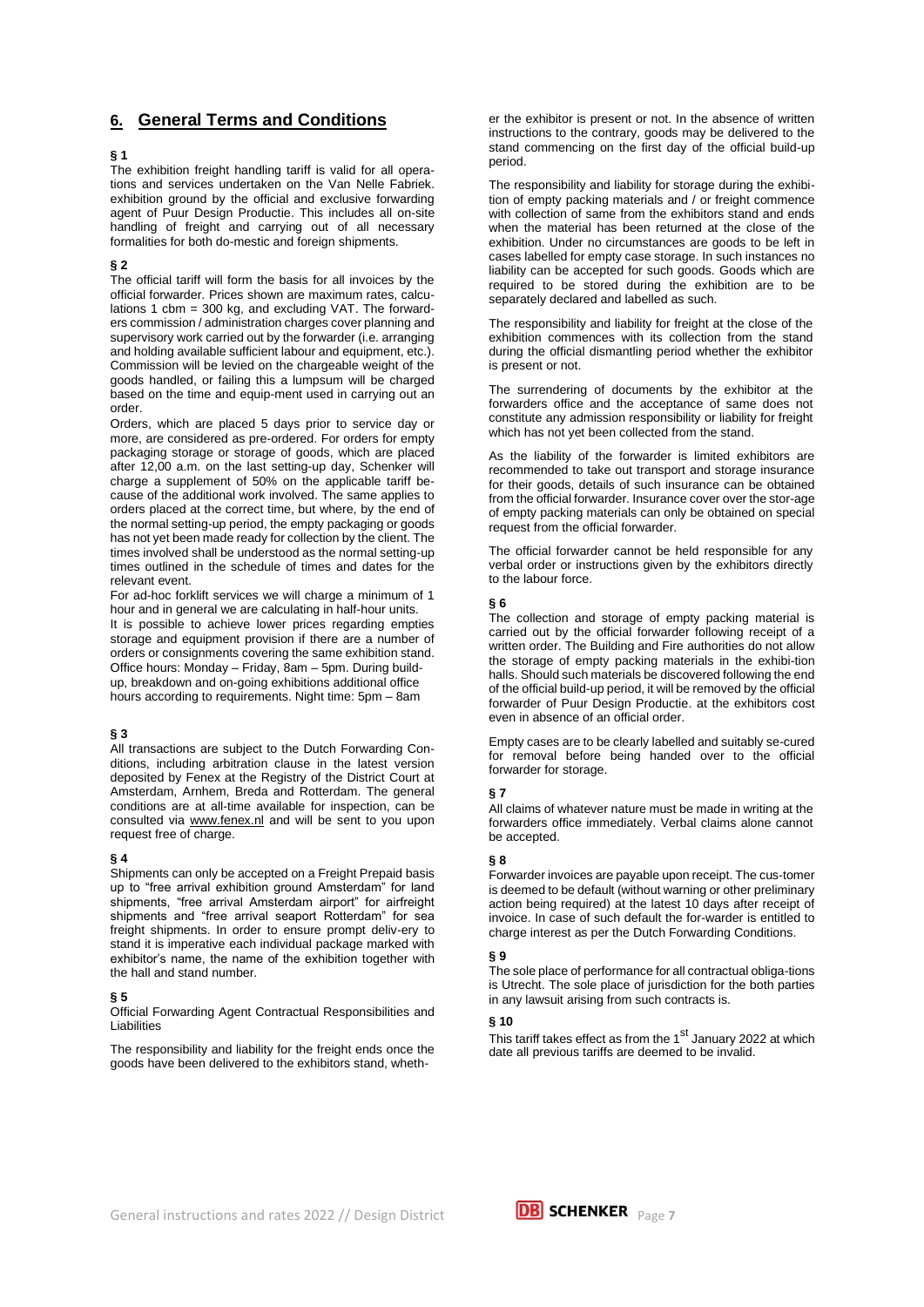## 6. General Terms and Conditions

**§ 1**

The exhibition freight handling tariff is valid for all operations and services undertaken on the Van Nelle Fabriek. exhibition ground by the official and exclusive forwarding agent of Puur Design Productie. This includes all on-site handling of freight and carrying out of all necessary formalities for both do-mestic and foreign shipments.

**§ 2**

The official tariff will form the basis for all invoices by the official forwarder. Prices shown are maximum rates, calculations 1 cbm = 300 kg, and excluding VAT. The forwarders commission / administration charges cover planning and supervisory work carried out by the forwarder (i.e. arranging and holding available sufficient labour and equipment, etc.). Commission will be levied on the chargeable weight of the goods handled, or failing this a lumpsum will be charged based on the time and equip-ment used in carrying out an order.

Orders, which are placed 5 days prior to service day or more, are considered as pre-ordered. For orders for empty packaging storage or storage of goods, which are placed after 12,00 a.m. on the last setting-up day, Schenker will charge a supplement of 50% on the applicable tariff because of the additional work involved. The same applies to orders placed at the correct time, but where, by the end of the normal setting-up period, the empty packaging or goods has not yet been made ready for collection by the client. The times involved shall be understood as the normal setting-up times outlined in the schedule of times and dates for the relevant event.

For ad-hoc forklift services we will charge a minimum of 1 hour and in general we are calculating in half-hour units.

It is possible to achieve lower prices regarding empties storage and equipment provision if there are a number of orders or consignments covering the same exhibition stand.

Office hours: Monday – Friday, 8am – 5pm. During build-up, breakdown and on-going exhibitions additional office hours according to requirements. Night time: 5pm – 8am

**§ 3**

All transactions are subject to the Dutch Forwarding Conditions, including arbitration clause in the latest version deposited by Fenex at the Registry of the District Court at Amsterdam, Arnhem, Breda and Rotterdam. The general conditions are at all-time available for inspection, can be consulted via www.fenex.nl and will be sent to you upon request free of charge.

**§ 4**

Shipments can only be accepted on a Freight Prepaid basis up to "free arrival exhibition ground Amsterdam" for land shipments, "free arrival Amsterdam airport" for airfreight shipments and "free arrival seaport Rotterdam" for sea freight shipments. In order to ensure prompt deliv-ery to stand it is imperative each individual package marked with exhibitor's name, the name of the exhibition together with the hall and stand number.

**§ 5**

Official Forwarding Agent Contractual Responsibilities and Liabilities

The responsibility and liability for the freight ends once the goods have been delivered to the exhibitors stand, whether the exhibitor is present or not. In the absence of written instructions to the contrary, goods may be delivered to the stand commencing on the first day of the official build-up period.

The responsibility and liability for storage during the exhibi-tion of empty packing materials and / or freight commence with collection of same from the exhibitors stand and ends when the material has been returned at the close of the exhibition. Under no circumstances are goods to be left in cases labelled for empty case storage. In such instances no liability can be accepted for such goods. Goods which are required to be stored during the exhibition are to be separately declared and labelled as such.

The responsibility and liability for freight at the close of the exhibition commences with its collection from the stand during the official dismantling period whether the exhibitor is present or not.

The surrendering of documents by the exhibitor at the forwarders office and the acceptance of same does not constitute any admission responsibility or liability for freight which has not yet been collected from the stand.

As the liability of the forwarder is limited exhibitors are recommended to take out transport and storage insurance for their goods, details of such insurance can be obtained from the official forwarder. Insurance cover over the stor-age of empty packing materials can only be obtained on special request from the official forwarder.

The official forwarder cannot be held responsible for any verbal order or instructions given by the exhibitors directly to the labour force.

**§ 6**

The collection and storage of empty packing material is carried out by the official forwarder following receipt of a written order. The Building and Fire authorities do not allow the storage of empty packing materials in the exhibi-tion halls. Should such materials be discovered following the end of the official build-up period, it will be removed by the official forwarder of Puur Design Productie. at the exhibitors cost even in absence of an official order.

Empty cases are to be clearly labelled and suitably se-cured for removal before being handed over to the official forwarder for storage.

**§ 7**

All claims of whatever nature must be made in writing at the forwarders office immediately. Verbal claims alone cannot be accepted.

**§ 8**

Forwarder invoices are payable upon receipt. The cus-tomer is deemed to be default (without warning or other preliminary action being required) at the latest 10 days after receipt of invoice. In case of such default the for-warder is entitled to charge interest as per the Dutch Forwarding Conditions.

**§ 9**

The sole place of performance for all contractual obliga-tions is Utrecht. The sole place of jurisdiction for the both parties in any lawsuit arising from such contracts is.

**§ 10**

This tariff takes effect as from the 1st January 2022 at which date all previous tariffs are deemed to be invalid.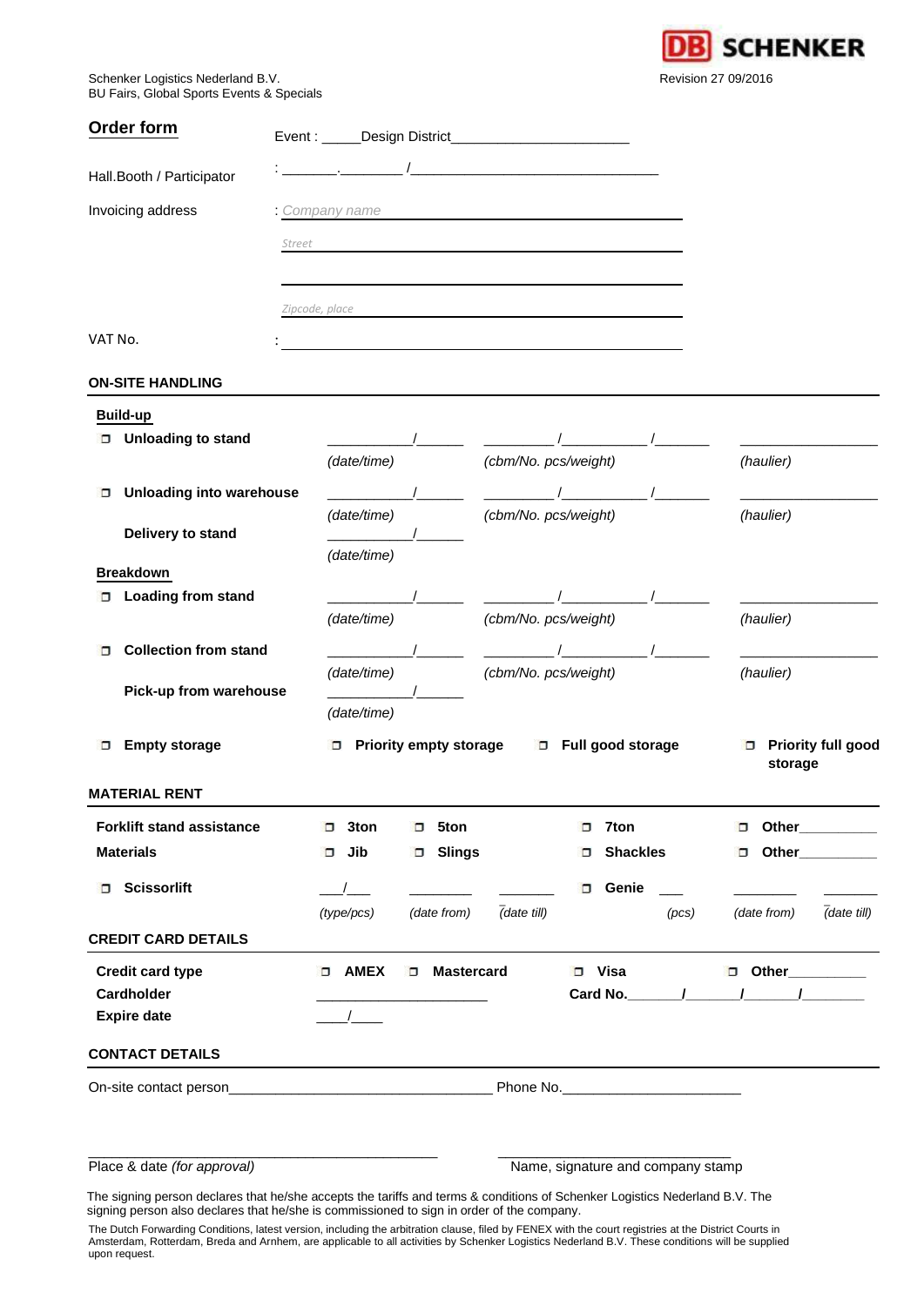Schenker Logistics Nederland B.V.
BU Fairs, Global Sports Events & Specials

DB SCHENKER

Revision 27 09/2016

## Order form

Event : _____Design District______________________

Hall.Booth / Participator : _______._______ /______________________________

Invoicing address : Company name

Street

______________________________

Zipcode, place

VAT No. : ______________________________

### ON-SITE HANDLING

**Build-up**

| | | | |
|---|---|---|---|
| ☐ **Unloading to stand** | __________/______ *(date/time)* | ________ /__________ /_______ *(cbm/No. pcs/weight)* | ________________ *(haulier)* |
| ☐ **Unloading into warehouse** | __________/______ *(date/time)* | ________ /__________ /_______ *(cbm/No. pcs/weight)* | ________________ *(haulier)* |
| **Delivery to stand** | __________/______ *(date/time)* | | |

**Breakdown**

| | | | |
|---|---|---|---|
| ☐ **Loading from stand** | __________/______ *(date/time)* | ________ /__________ /_______ *(cbm/No. pcs/weight)* | ________________ *(haulier)* |
| ☐ **Collection from stand** | __________/______ *(date/time)* | ________ /__________ /_______ *(cbm/No. pcs/weight)* | ________________ *(haulier)* |
| **Pick-up from warehouse** | __________/______ *(date/time)* | | |

☐ **Empty storage** ☐ **Priority empty storage** ☐ **Full good storage** ☐ **Priority full good storage**

### MATERIAL RENT

| | | | | |
|---|---|---|---|---|
| **Forklift stand assistance** | ☐ **3ton** | ☐ **5ton** | ☐ **7ton** | ☐ **Other**__________ |
| **Materials** | ☐ **Jib** | ☐ **Slings** | ☐ **Shackles** | ☐ **Other**__________ |

☐ **Scissorlift** ___/___ *(type/pcs)* ________ *(date from)* _______ *(date till)* ☐ **Genie** ___ *(pcs)* ________ *(date from)* _______ *(date till)*

### CREDIT CARD DETAILS

**Credit card type** ☐ **AMEX** ☐ **Mastercard** ☐ **Visa** ☐ **Other**__________

**Cardholder** ____________________ **Card No.**_______/_______/_______/________

**Expire date** ____/____

### CONTACT DETAILS

On-site contact person________________________________ Phone No.______________________

_____________________________________________ _____________________________

Place & date *(for approval)* Name, signature and company stamp

The signing person declares that he/she accepts the tariffs and terms & conditions of Schenker Logistics Nederland B.V. The signing person also declares that he/she is commissioned to sign in order of the company.

The Dutch Forwarding Conditions, latest version, including the arbitration clause, filed by FENEX with the court registries at the District Courts in Amsterdam, Rotterdam, Breda and Arnhem, are applicable to all activities by Schenker Logistics Nederland B.V. These conditions will be supplied upon request.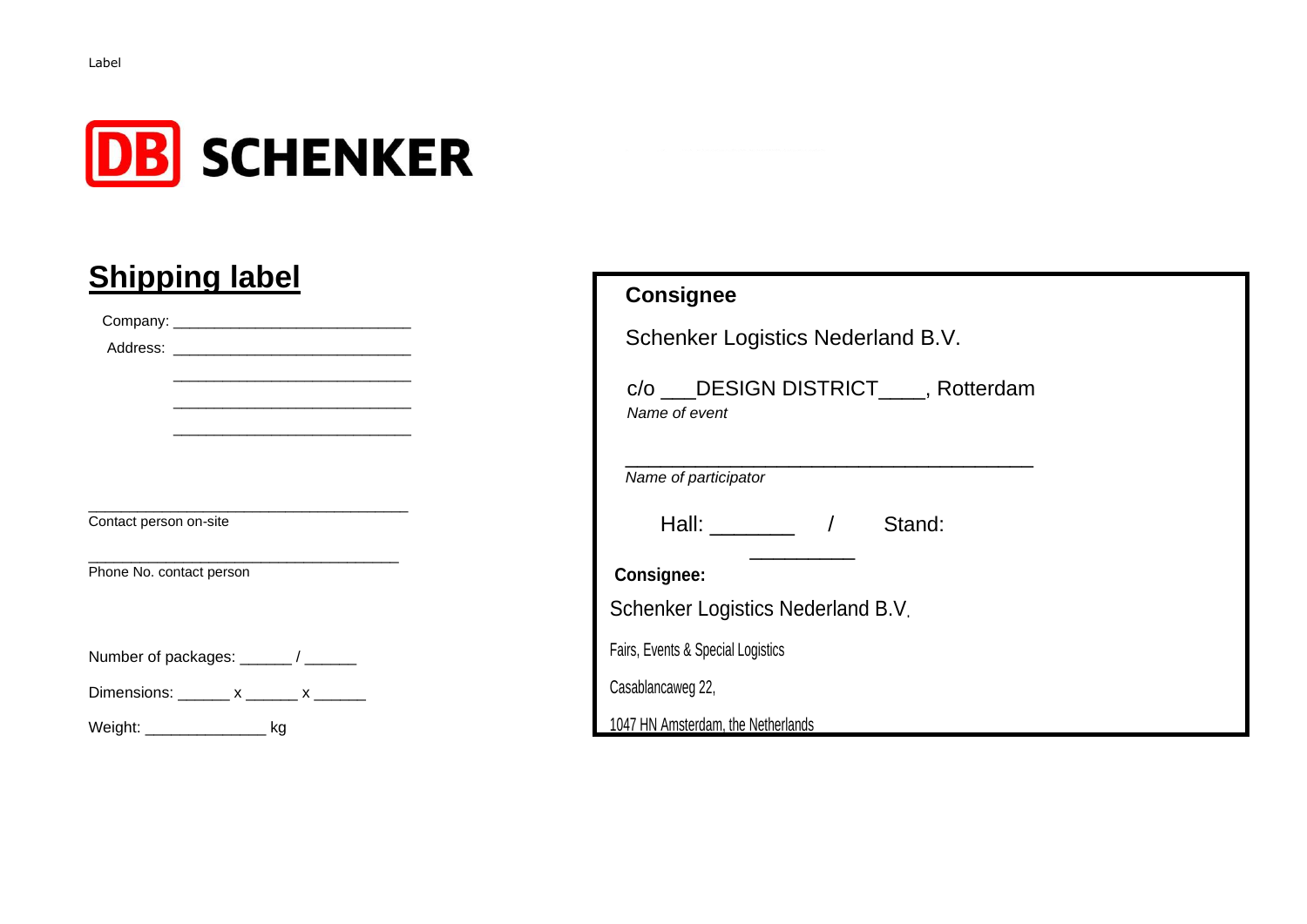Label

DB SCHENKER

## Shipping label

Company: ___________________________

Address: ___________________________

___________________________

___________________________

___________________________

_____________________________________

Contact person on-site

_____________________________________

Phone No. contact person

Number of packages: ______ / ______

Dimensions: ______ x ______ x ______

Weight: ______________ kg

**Consignee**

Schenker Logistics Nederland B.V.

c/o ___DESIGN DISTRICT____, Rotterdam

*Name of event*

_____________________________________

*Name of participator*

Hall: _______ / Stand: _________

**Consignee:**

Schenker Logistics Nederland B.V.

Fairs, Events & Special Logistics

Casablancaweg 22,

1047 HN Amsterdam, the Netherlands